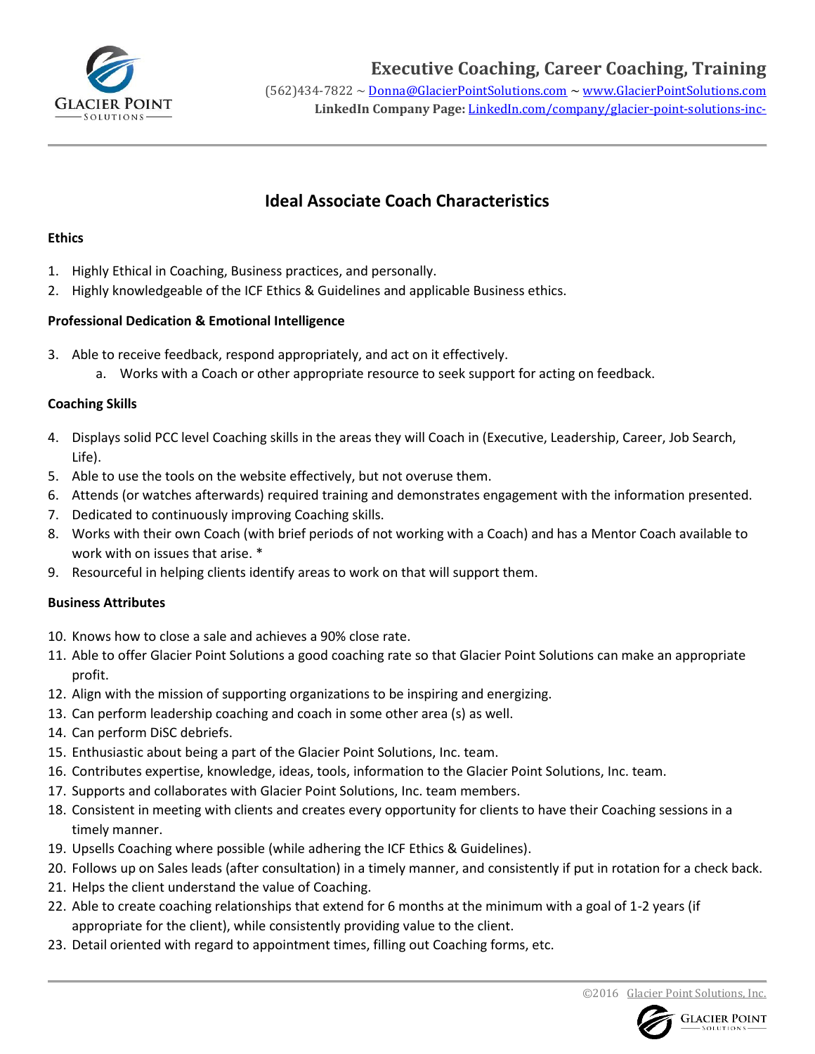# Executive Coaching, Career Coaching, Training

(562)434-7822 ~ Donna@GlacierPointSolutions.com ~ www.GlacierPointSolutions.com
**LinkedIn Company Page:** LinkedIn.com/company/glacier-point-solutions-inc-

## Ideal Associate Coach Characteristics

**Ethics**

1. Highly Ethical in Coaching, Business practices, and personally.
2. Highly knowledgeable of the ICF Ethics & Guidelines and applicable Business ethics.

**Professional Dedication & Emotional Intelligence**

3. Able to receive feedback, respond appropriately, and act on it effectively.
   a. Works with a Coach or other appropriate resource to seek support for acting on feedback.

**Coaching Skills**

4. Displays solid PCC level Coaching skills in the areas they will Coach in (Executive, Leadership, Career, Job Search, Life).
5. Able to use the tools on the website effectively, but not overuse them.
6. Attends (or watches afterwards) required training and demonstrates engagement with the information presented.
7. Dedicated to continuously improving Coaching skills.
8. Works with their own Coach (with brief periods of not working with a Coach) and has a Mentor Coach available to work with on issues that arise. *
9. Resourceful in helping clients identify areas to work on that will support them.

**Business Attributes**

10. Knows how to close a sale and achieves a 90% close rate.
11. Able to offer Glacier Point Solutions a good coaching rate so that Glacier Point Solutions can make an appropriate profit.
12. Align with the mission of supporting organizations to be inspiring and energizing.
13. Can perform leadership coaching and coach in some other area (s) as well.
14. Can perform DiSC debriefs.
15. Enthusiastic about being a part of the Glacier Point Solutions, Inc. team.
16. Contributes expertise, knowledge, ideas, tools, information to the Glacier Point Solutions, Inc. team.
17. Supports and collaborates with Glacier Point Solutions, Inc. team members.
18. Consistent in meeting with clients and creates every opportunity for clients to have their Coaching sessions in a timely manner.
19. Upsells Coaching where possible (while adhering the ICF Ethics & Guidelines).
20. Follows up on Sales leads (after consultation) in a timely manner, and consistently if put in rotation for a check back.
21. Helps the client understand the value of Coaching.
22. Able to create coaching relationships that extend for 6 months at the minimum with a goal of 1-2 years (if appropriate for the client), while consistently providing value to the client.
23. Detail oriented with regard to appointment times, filling out Coaching forms, etc.

©2016 Glacier Point Solutions, Inc.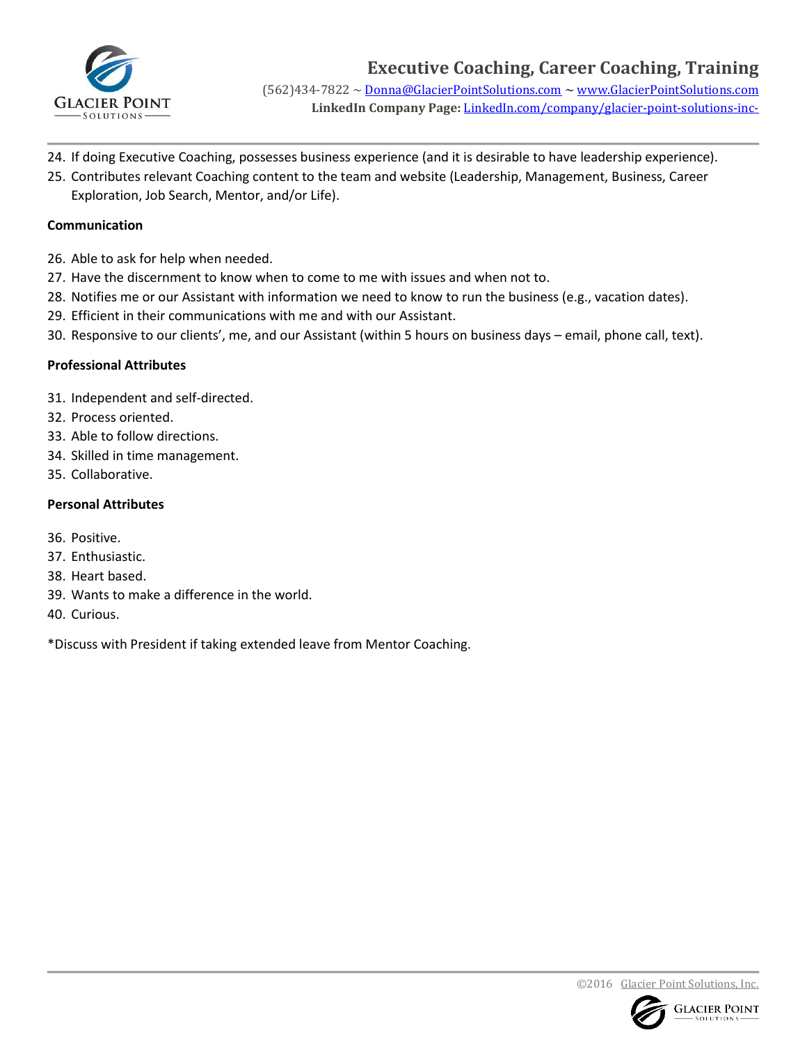24. If doing Executive Coaching, possesses business experience (and it is desirable to have leadership experience).
25. Contributes relevant Coaching content to the team and website (Leadership, Management, Business, Career Exploration, Job Search, Mentor, and/or Life).

**Communication**

26. Able to ask for help when needed.
27. Have the discernment to know when to come to me with issues and when not to.
28. Notifies me or our Assistant with information we need to know to run the business (e.g., vacation dates).
29. Efficient in their communications with me and with our Assistant.
30. Responsive to our clients', me, and our Assistant (within 5 hours on business days – email, phone call, text).

**Professional Attributes**

31. Independent and self-directed.
32. Process oriented.
33. Able to follow directions.
34. Skilled in time management.
35. Collaborative.

**Personal Attributes**

36. Positive.
37. Enthusiastic.
38. Heart based.
39. Wants to make a difference in the world.
40. Curious.

*Discuss with President if taking extended leave from Mentor Coaching.